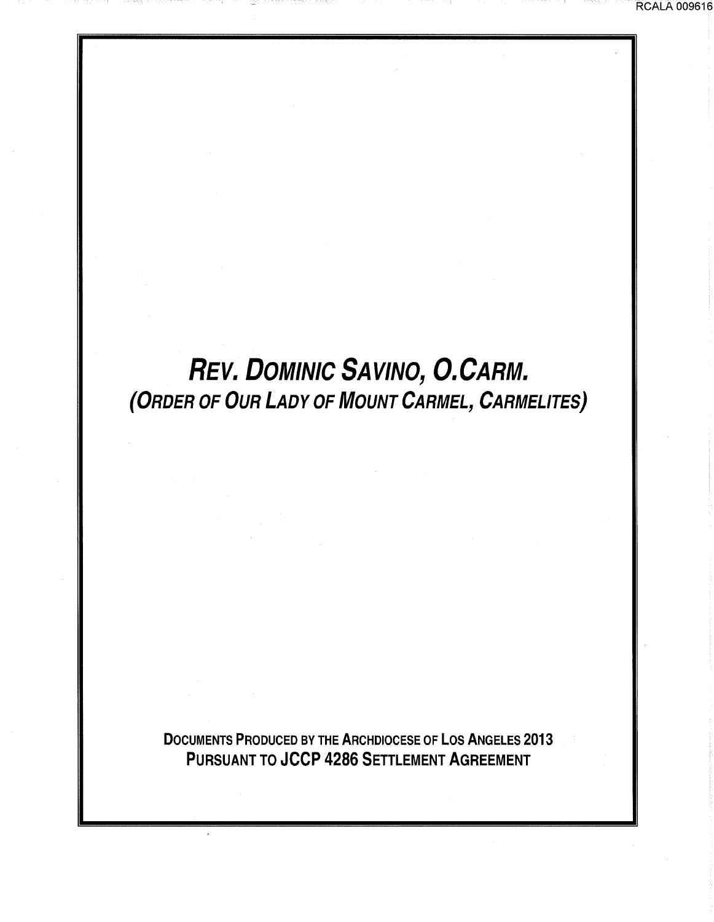# *REV. DOMINIC SAVINO, O.CARM.*

## *(ORDER OF OUR LADY OF MOUNT CARMEL, CARMELITES)*

**DOCUMENTS PRODUCED BY THE ARCHDIOCESE OF LOS ANGELES 2013**
**PURSUANT TO JCCP 4286 SETTLEMENT AGREEMENT**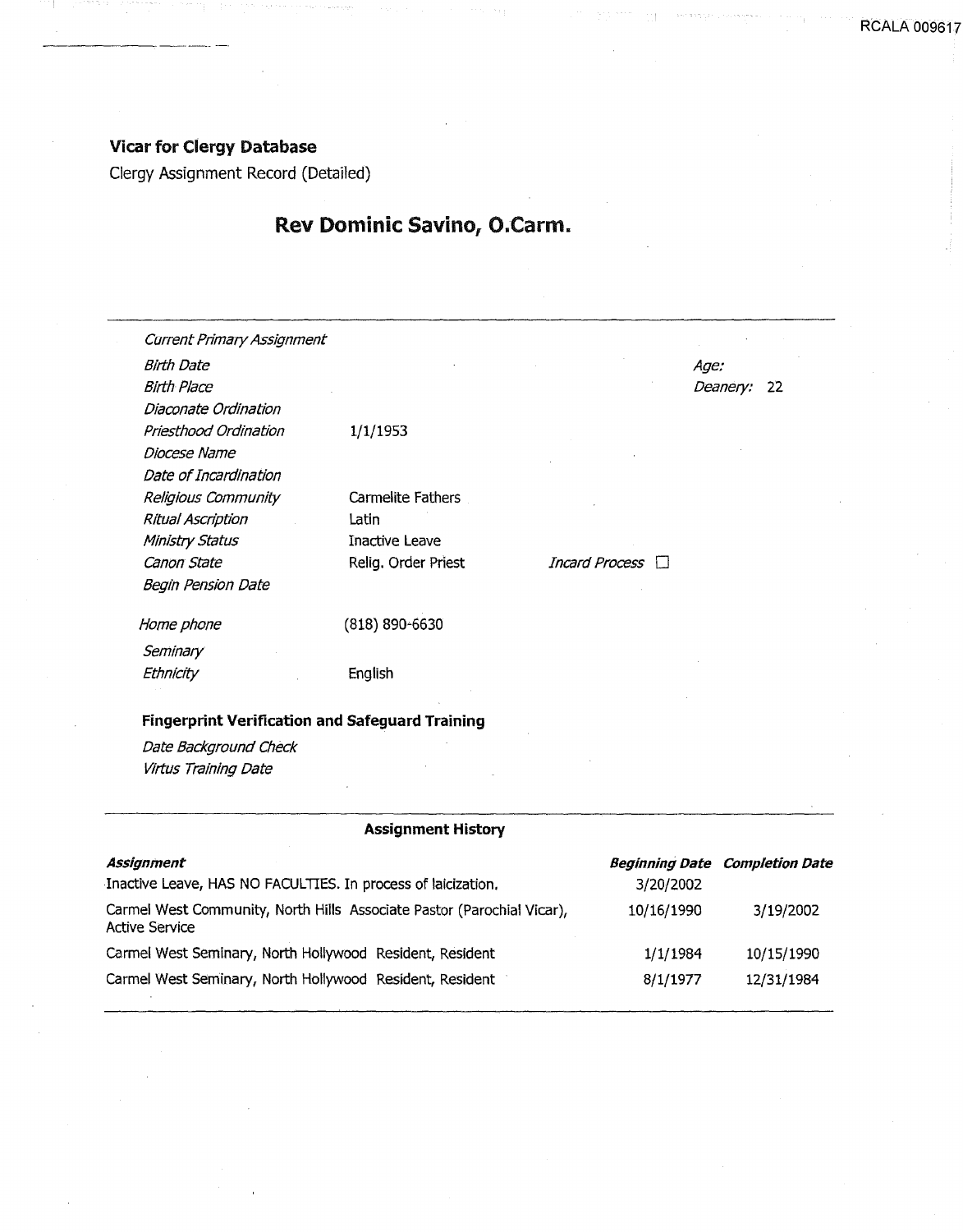**Vicar for Clergy Database**

Clergy Assignment Record (Detailed)

## Rev Dominic Savino, O.Carm.

| | | | |
|---|---|---|---|
| *Current Primary Assignment* | | | |
| *Birth Date* | | | *Age:* |
| *Birth Place* | | | *Deanery:* 22 |
| *Diaconate Ordination* | | | |
| *Priesthood Ordination* | 1/1/1953 | | |
| *Diocese Name* | | | |
| *Date of Incardination* | | | |
| *Religious Community* | Carmelite Fathers | | |
| *Ritual Ascription* | Latin | | |
| *Ministry Status* | Inactive Leave | | |
| *Canon State* | Relig. Order Priest | *Incard Process* ☐ | |
| *Begin Pension Date* | | | |
| *Home phone* | (818) 890-6630 | | |
| *Seminary* | | | |
| *Ethnicity* | English | | |

**Fingerprint Verification and Safeguard Training**

*Date Background Check*

*Virtus Training Date*

**Assignment History**

| ***Assignment*** | ***Beginning Date*** | ***Completion Date*** |
|---|---|---|
| Inactive Leave, HAS NO FACULTIES. In process of laicization. | 3/20/2002 | |
| Carmel West Community, North Hills Associate Pastor (Parochial Vicar), Active Service | 10/16/1990 | 3/19/2002 |
| Carmel West Seminary, North Hollywood Resident, Resident | 1/1/1984 | 10/15/1990 |
| Carmel West Seminary, North Hollywood Resident, Resident | 8/1/1977 | 12/31/1984 |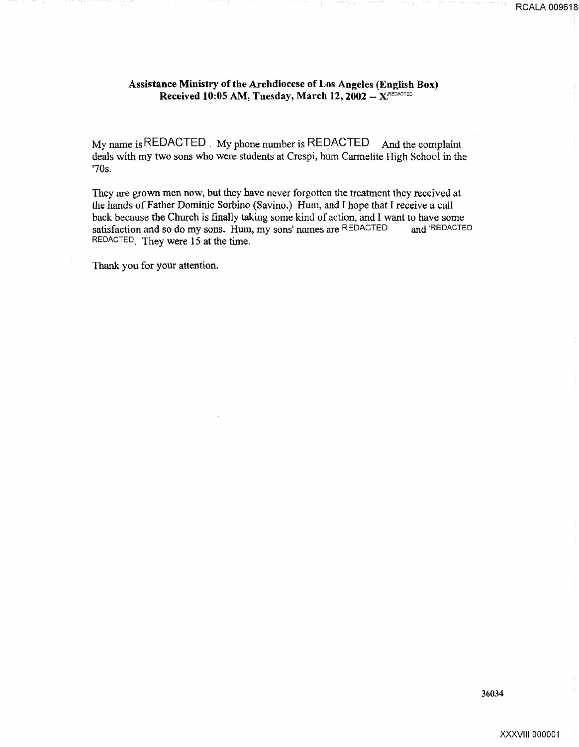**Assistance Ministry of the Archdiocese of Los Angeles (English Box)**
**Received 10:05 AM, Tuesday, March 12, 2002 -- X.REDACTED**

My name is REDACTED . My phone number is REDACTED And the complaint deals with my two sons who were students at Crespi, hum Carmelite High School in the '70s.

They are grown men now, but they have never forgotten the treatment they received at the hands of Father Dominic Sorbino (Savino.) Hum, and I hope that I receive a call back because the Church is finally taking some kind of action, and I want to have some satisfaction and so do my sons. Hum, my sons' names are REDACTED and REDACTED REDACTED. They were 15 at the time.

Thank you for your attention.

36034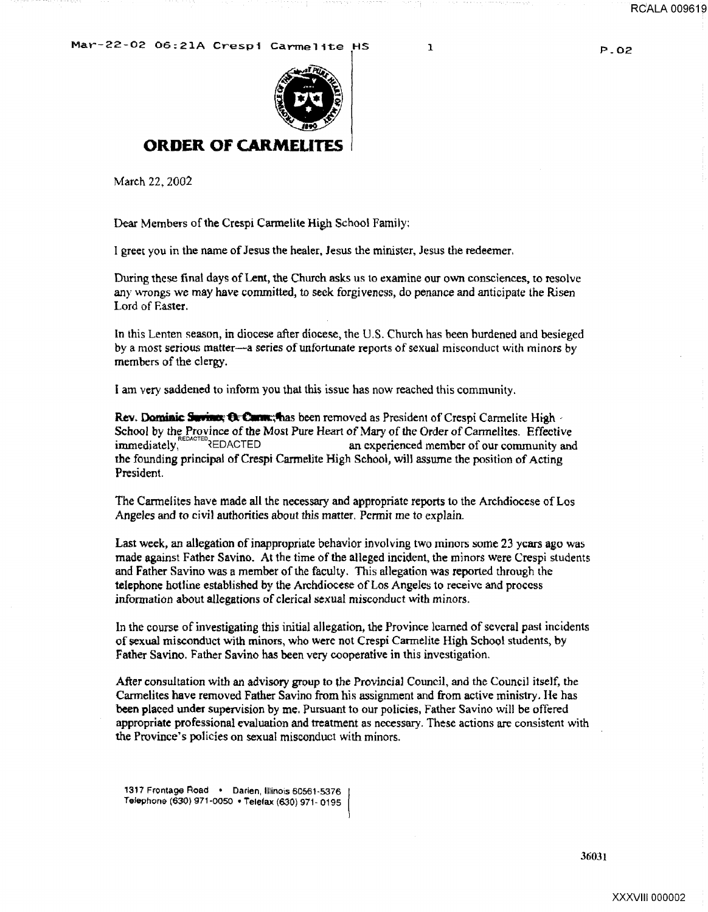# ORDER OF CARMELITES

March 22, 2002

Dear Members of the Crespi Carmelite High School Family:

I greet you in the name of Jesus the healer, Jesus the minister, Jesus the redeemer.

During these final days of Lent, the Church asks us to examine our own consciences, to resolve any wrongs we may have committed, to seek forgiveness, do penance and anticipate the Risen Lord of Easter.

In this Lenten season, in diocese after diocese, the U.S. Church has been burdened and besieged by a most serious matter—a series of unfortunate reports of sexual misconduct with minors by members of the clergy.

I am very saddened to inform you that this issue has now reached this community.

**Rev. Dominic Savino, O. Carm.,** has been removed as President of Crespi Carmelite High School by the Province of the Most Pure Heart of Mary of the Order of Carmelites. Effective immediately, REDACTED an experienced member of our community and the founding principal of Crespi Carmelite High School, will assume the position of Acting President.

The Carmelites have made all the necessary and appropriate reports to the Archdiocese of Los Angeles and to civil authorities about this matter. Permit me to explain.

Last week, an allegation of inappropriate behavior involving two minors some 23 years ago was made against Father Savino. At the time of the alleged incident, the minors were Crespi students and Father Savino was a member of the faculty. This allegation was reported through the telephone hotline established by the Archdiocese of Los Angeles to receive and process information about allegations of clerical sexual misconduct with minors.

In the course of investigating this initial allegation, the Province learned of several past incidents of sexual misconduct with minors, who were not Crespi Carmelite High School students, by Father Savino. Father Savino has been very cooperative in this investigation.

After consultation with an advisory group to the Provincial Council, and the Council itself, the Carmelites have removed Father Savino from his assignment and from active ministry. He has been placed under supervision by me. Pursuant to our policies, Father Savino will be offered appropriate professional evaluation and treatment as necessary. These actions are consistent with the Province's policies on sexual misconduct with minors.

1317 Frontage Road • Darien, Illinois 60561-5376
Telephone (630) 971-0050 • Telefax (630) 971-0195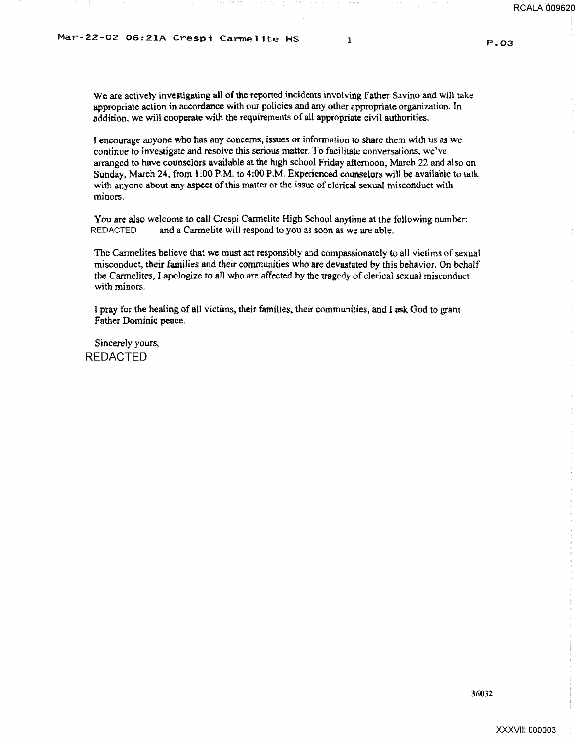We are actively investigating all of the reported incidents involving Father Savino and will take appropriate action in accordance with our policies and any other appropriate organization. In addition, we will cooperate with the requirements of all appropriate civil authorities.

I encourage anyone who has any concerns, issues or information to share them with us as we continue to investigate and resolve this serious matter. To facilitate conversations, we've arranged to have counselors available at the high school Friday afternoon, March 22 and also on Sunday, March 24, from 1:00 P.M. to 4:00 P.M. Experienced counselors will be available to talk with anyone about any aspect of this matter or the issue of clerical sexual misconduct with minors.

You are also welcome to call Crespi Carmelite High School anytime at the following number: REDACTED and a Carmelite will respond to you as soon as we are able.

The Carmelites believe that we must act responsibly and compassionately to all victims of sexual misconduct, their families and their communities who are devastated by this behavior. On behalf the Carmelites, I apologize to all who are affected by the tragedy of clerical sexual misconduct with minors.

I pray for the healing of all victims, their families, their communities, and I ask God to grant Father Dominic peace.

Sincerely yours,

REDACTED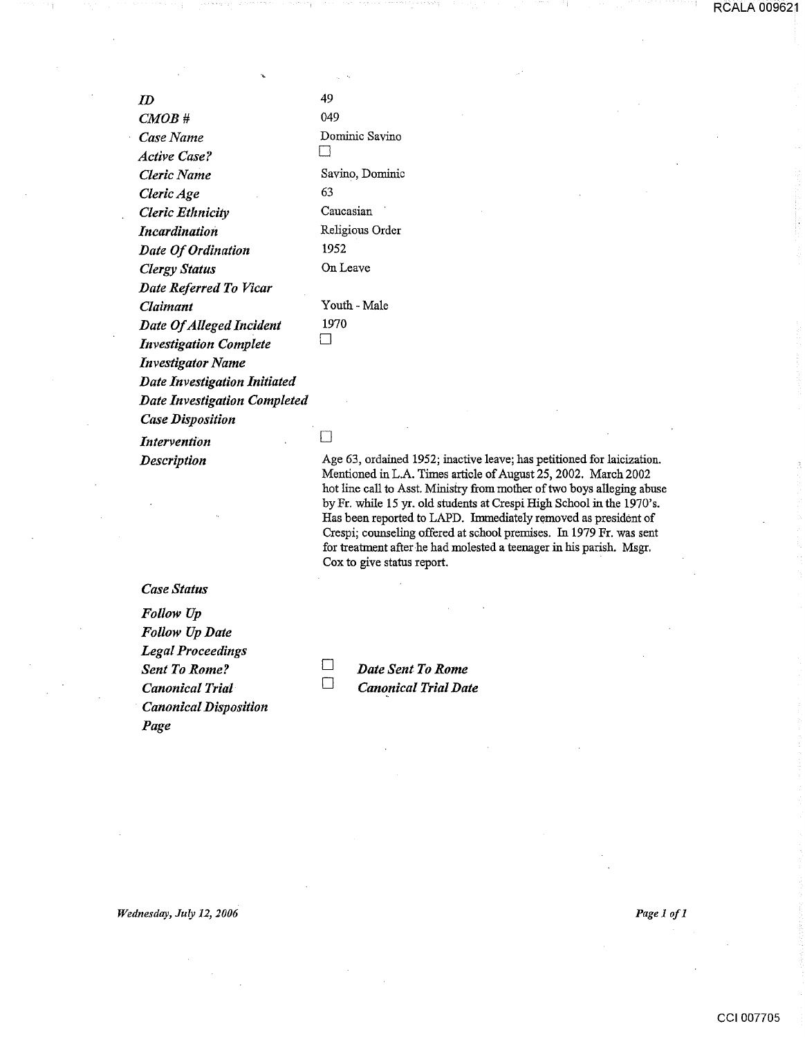| | |
|---|---|
| *ID* | 49 |
| *CMOB #* | 049 |
| *Case Name* | Dominic Savino |
| *Active Case?* | ☐ |
| *Cleric Name* | Savino, Dominic |
| *Cleric Age* | 63 |
| *Cleric Ethnicity* | Caucasian |
| *Incardination* | Religious Order |
| *Date Of Ordination* | 1952 |
| *Clergy Status* | On Leave |
| *Date Referred To Vicar* | |
| *Claimant* | Youth - Male |
| *Date Of Alleged Incident* | 1970 |
| *Investigation Complete* | ☐ |
| *Investigator Name* | |
| *Date Investigation Initiated* | |
| *Date Investigation Completed* | |
| *Case Disposition* | |
| *Intervention* | ☐ |
| *Description* | Age 63, ordained 1952; inactive leave; has petitioned for laicization. Mentioned in L.A. Times article of August 25, 2002. March 2002 hot line call to Asst. Ministry from mother of two boys alleging abuse by Fr. while 15 yr. old students at Crespi High School in the 1970's. Has been reported to LAPD. Immediately removed as president of Crespi; counseling offered at school premises. In 1979 Fr. was sent for treatment after he had molested a teenager in his parish. Msgr. Cox to give status report. |
| *Case Status* | |
| *Follow Up* | |
| *Follow Up Date* | |
| *Legal Proceedings* | |
| *Sent To Rome?* | ☐ ***Date Sent To Rome*** |
| *Canonical Trial* | ☐ ***Canonical Trial Date*** |
| *Canonical Disposition* | |
| *Page* | |

*Wednesday, July 12, 2006*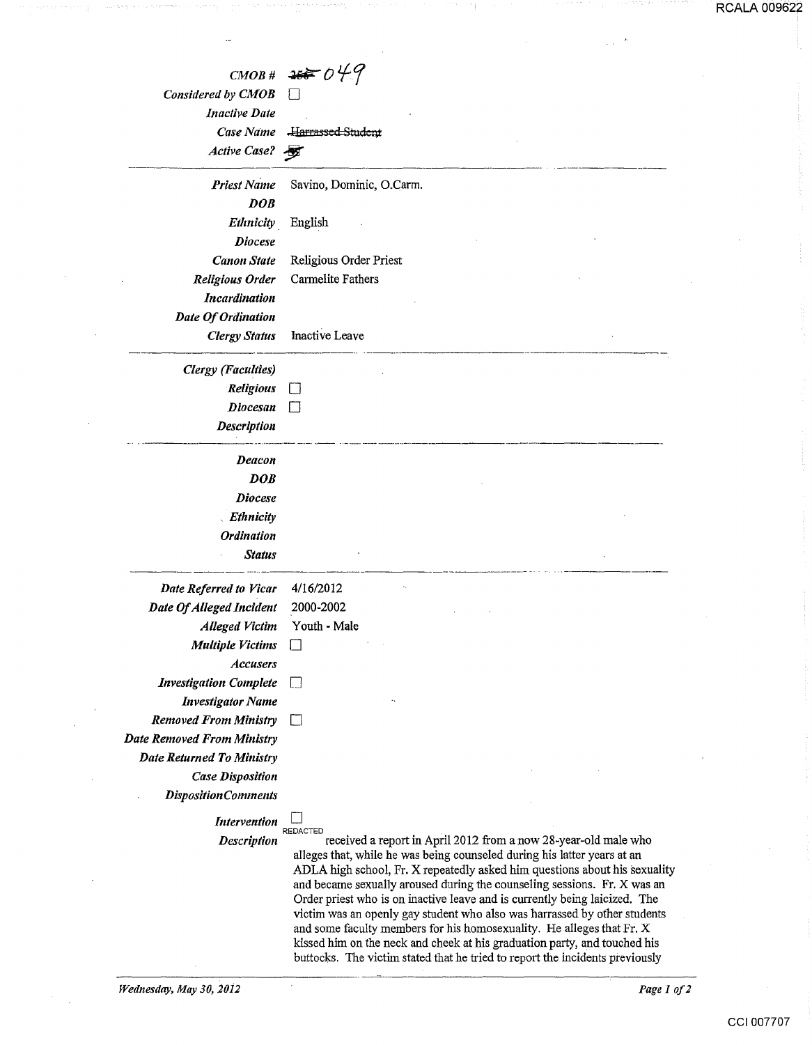| | |
|---|---|
| *CMOB #* | ~~258~~ 049 |
| *Considered by CMOB* | ☐ |
| *Inactive Date* | |
| *Case Name* | ~~Harrassed Student~~ |
| *Active Case?* | ~~☒~~ |

---

| | |
|---|---|
| *Priest Name* | Savino, Dominic, O.Carm. |
| *DOB* | |
| *Ethnicity* | English |
| *Diocese* | |
| *Canon State* | Religious Order Priest |
| *Religious Order* | Carmelite Fathers |
| *Incardination* | |
| *Date Of Ordination* | |
| *Clergy Status* | Inactive Leave |

---

| | |
|---|---|
| *Clergy (Faculties)* | |
| *Religious* | ☐ |
| *Diocesan* | ☐ |
| *Description* | |

---

| | |
|---|---|
| *Deacon* | |
| *DOB* | |
| *Diocese* | |
| *Ethnicity* | |
| *Ordination* | |
| *Status* | |

---

| | |
|---|---|
| *Date Referred to Vicar* | 4/16/2012 |
| *Date Of Alleged Incident* | 2000-2002 |
| *Alleged Victim* | Youth - Male |
| *Multiple Victims* | ☐ |
| *Accusers* | |
| *Investigation Complete* | ☐ |
| *Investigator Name* | |
| *Removed From Ministry* | ☐ |
| *Date Removed From Ministry* | |
| *Date Returned To Ministry* | |
| *Case Disposition* | |
| *DispositionComments* | |
| *Intervention* | ☐ |
| *Description* | REDACTED received a report in April 2012 from a now 28-year-old male who alleges that, while he was being counseled during his latter years at an ADLA high school, Fr. X repeatedly asked him questions about his sexuality and became sexually aroused during the counseling sessions. Fr. X was an Order priest who is on inactive leave and is currently being laicized. The victim was an openly gay student who also was harrassed by other students and some faculty members for his homosexuality. He alleges that Fr. X kissed him on the neck and cheek at his graduation party, and touched his buttocks. The victim stated that he tried to report the incidents previously |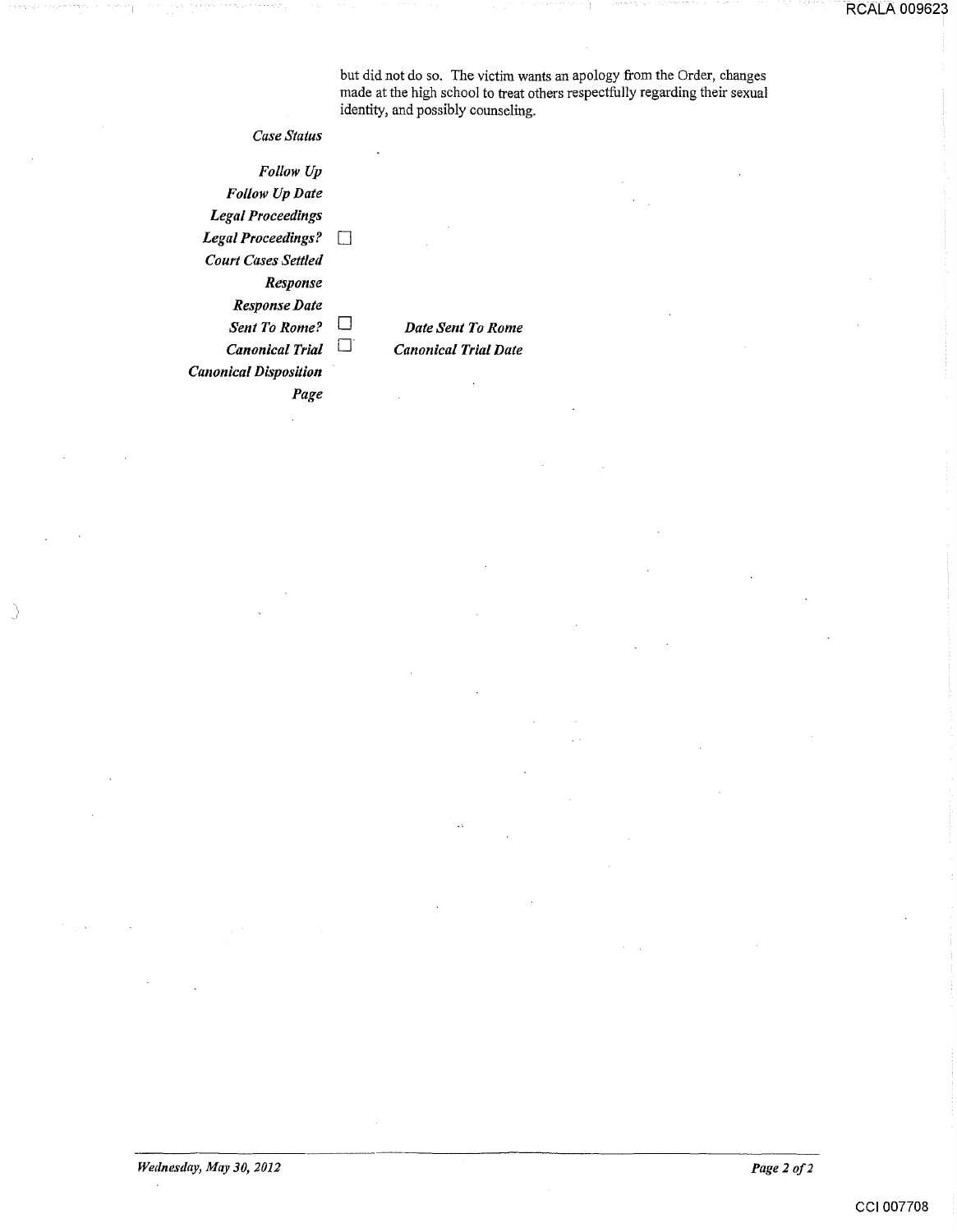but did not do so. The victim wants an apology from the Order, changes made at the high school to treat others respectfully regarding their sexual identity, and possibly counseling.

*Case Status*

*Follow Up*

*Follow Up Date*

*Legal Proceedings*

*Legal Proceedings?* ☐

*Court Cases Settled*

*Response*

*Response Date*

*Sent To Rome?* ☐ *Date Sent To Rome*

*Canonical Trial* ☐ *Canonical Trial Date*

*Canonical Disposition*

*Page*

*Wednesday, May 30, 2012*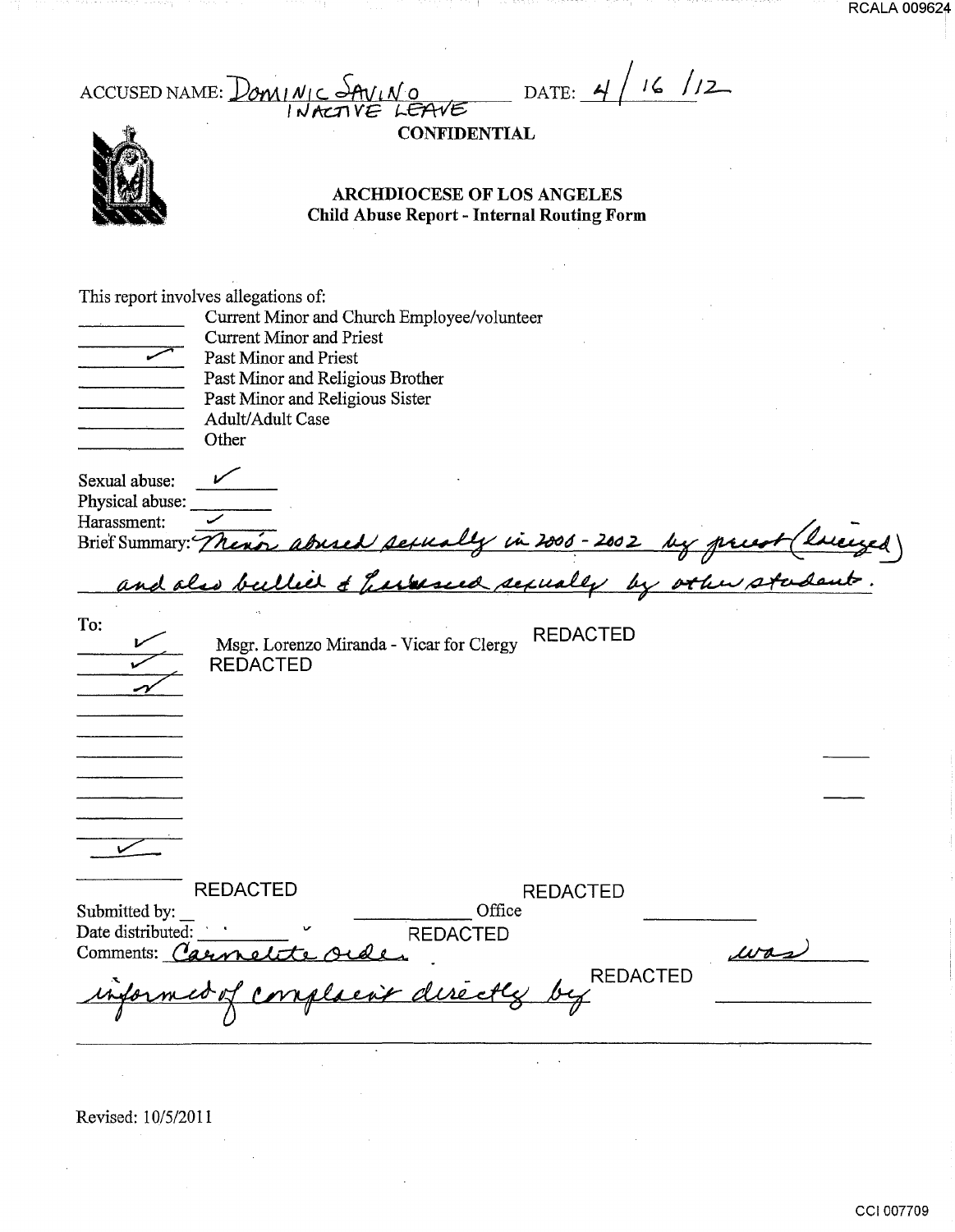ACCUSED NAME: Dominic Savino
INACTIVE LEAVE

DATE: 4 / 16 / 12

**CONFIDENTIAL**

## ARCHDIOCESE OF LOS ANGELES
### Child Abuse Report - Internal Routing Form

This report involves allegations of:

- ______ Current Minor and Church Employee/volunteer
- ______ Current Minor and Priest
- ✓ Past Minor and Priest
- ______ Past Minor and Religious Brother
- ______ Past Minor and Religious Sister
- ______ Adult/Adult Case
- ______ Other

Sexual abuse: ✓

Physical abuse: ______

Harassment: ✓

Brief Summary: Minor abused sexually in 2000 - 2002 by priest (laicized) and also bullied & harassed sexually by other student.

To:

- ✓ Msgr. Lorenzo Miranda - Vicar for Clergy REDACTED
- ✓ REDACTED
- ✓
- ✓

REDACTED REDACTED

Submitted by: ______ ______ Office

Date distributed: ______ REDACTED

Comments: Carmelite Order was informed of complaint directly by REDACTED

Revised: 10/5/2011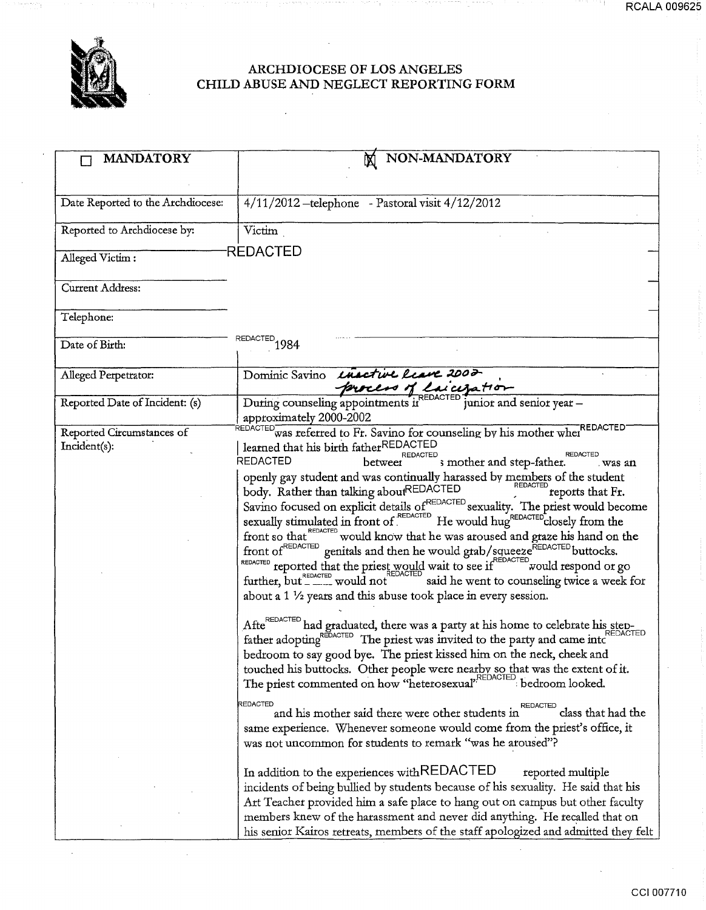# ARCHDIOCESE OF LOS ANGELES
# CHILD ABUSE AND NEGLECT REPORTING FORM

| ☐ MANDATORY | ☒ NON-MANDATORY |
|---|---|
| Date Reported to the Archdiocese: | 4/11/2012 –telephone - Pastoral visit 4/12/2012 |
| Reported to Archdiocese by: | Victim |
| Alleged Victim : | REDACTED |
| Current Address: | |
| Telephone: | |
| Date of Birth: | REDACTED 1984 |
| Alleged Perpetrator: | Dominic Savino *inactive leave 2002* *process of laicization* |
| Reported Date of Incident: (s) | During counseling appointments in REDACTED junior and senior year – approximately 2000-2002 |
| Reported Circumstances of Incident(s): | REDACTED was referred to Fr. Savino for counseling by his mother when REDACTED learned that his birth father REDACTED REDACTED between REDACTED s mother and step-father. REDACTED was an openly gay student and was continually harassed by members of the student body. Rather than talking about REDACTED REDACTED reports that Fr. Savino focused on explicit details of REDACTED sexuality. The priest would become sexually stimulated in front of REDACTED He would hug REDACTED closely from the front so that REDACTED would know that he was aroused and graze his hand on the front of REDACTED genitals and then he would grab/squeeze REDACTED buttocks. REDACTED reported that the priest would wait to see if REDACTED would respond or go further, but REDACTED would not REDACTED said he went to counseling twice a week for about a 1 ½ years and this abuse took place in every session.<br><br>After REDACTED had graduated, there was a party at his home to celebrate his step-father adopting REDACTED The priest was invited to the party and came into REDACTED bedroom to say good bye. The priest kissed him on the neck, cheek and touched his buttocks. Other people were nearby so that was the extent of it. The priest commented on how "heterosexual" REDACTED bedroom looked.<br><br>REDACTED and his mother said there were other students in REDACTED class that had the same experience. Whenever someone would come from the priest's office, it was not uncommon for students to remark "was he aroused"?<br><br>In addition to the experiences with REDACTED reported multiple incidents of being bullied by students because of his sexuality. He said that his Art Teacher provided him a safe place to hang out on campus but other faculty members knew of the harassment and never did anything. He recalled that on his senior Kairos retreats, members of the staff apologized and admitted they felt |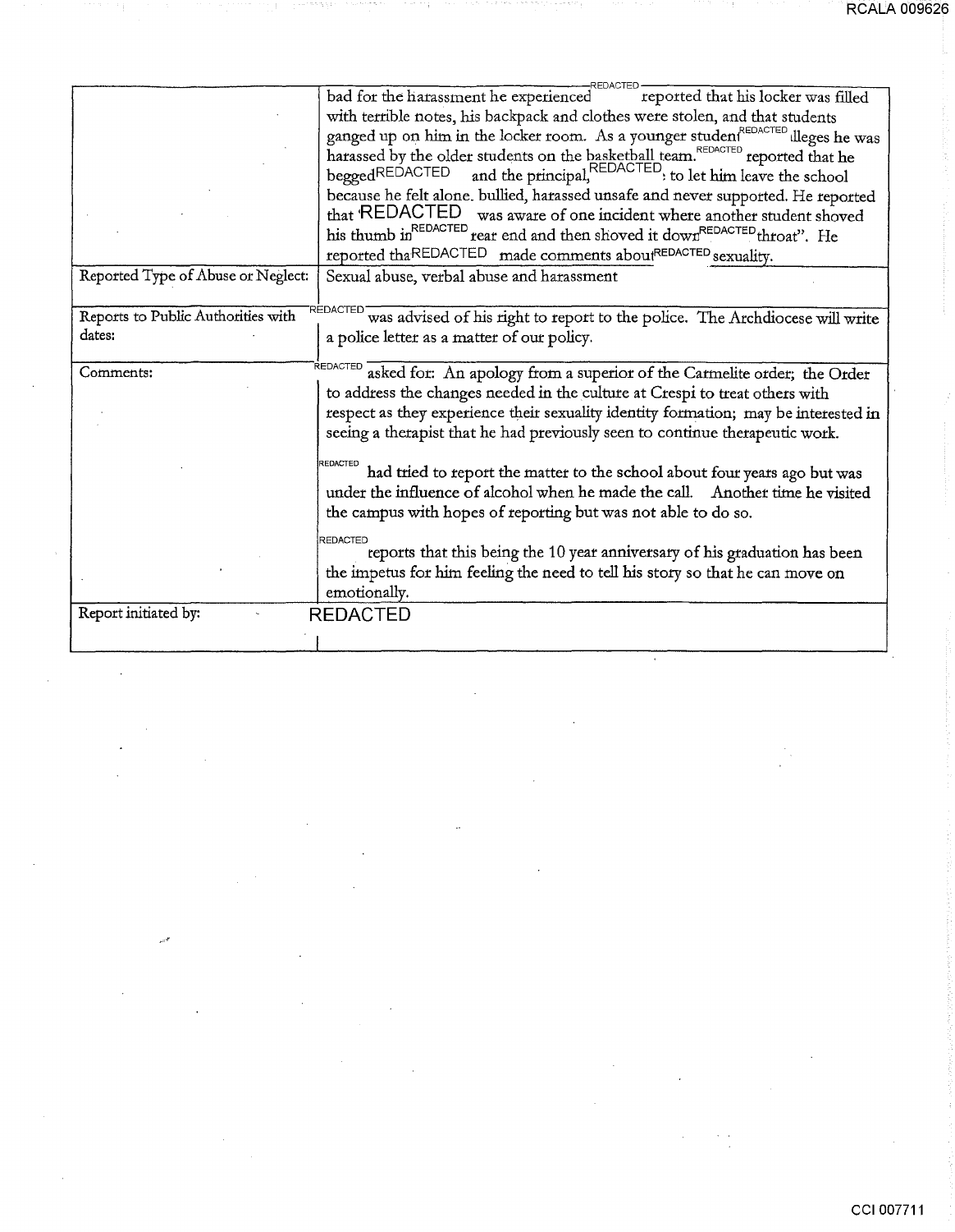| | |
|---|---|
| | bad for the harassment he experienced REDACTED reported that his locker was filled with terrible notes, his backpack and clothes were stolen, and that students ganged up on him in the locker room. As a younger student REDACTED alleges he was harassed by the older students on the basketball team. REDACTED reported that he begged REDACTED and the principal, REDACTED, to let him leave the school because he felt alone. bullied, harassed unsafe and never supported. He reported that REDACTED was aware of one incident where another student shoved his thumb in REDACTED rear end and then shoved it down REDACTED throat". He reported that REDACTED made comments about REDACTED sexuality. |
| Reported Type of Abuse or Neglect: | Sexual abuse, verbal abuse and harassment |
| Reports to Public Authorities with dates: | REDACTED was advised of his right to report to the police. The Archdiocese will write a police letter as a matter of our policy. |
| Comments: | REDACTED asked for: An apology from a superior of the Carmelite order; the Order to address the changes needed in the culture at Crespi to treat others with respect as they experience their sexuality identity formation; may be interested in seeing a therapist that he had previously seen to continue therapeutic work.<br><br>REDACTED had tried to report the matter to the school about four years ago but was under the influence of alcohol when he made the call. Another time he visited the campus with hopes of reporting but was not able to do so.<br><br>REDACTED reports that this being the 10 year anniversary of his graduation has been the impetus for him feeling the need to tell his story so that he can move on emotionally. |
| Report initiated by: | REDACTED |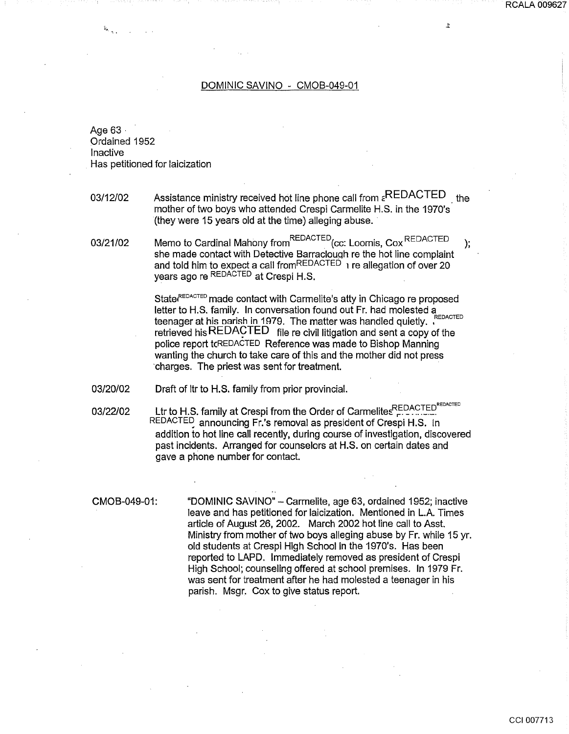## DOMINIC SAVINO - CMOB-049-01

Age 63
Ordained 1952
Inactive
Has petitioned for laicization

03/12/02 Assistance ministry received hot line phone call from a REDACTED the mother of two boys who attended Crespi Carmelite H.S. in the 1970's (they were 15 years old at the time) alleging abuse.

03/21/02 Memo to Cardinal Mahony from REDACTED (cc: Loomis, Cox REDACTED ); she made contact with Detective Barraclough re the hot line complaint and told him to expect a call from REDACTED re allegation of over 20 years ago re REDACTED at Crespi H.S.

State REDACTED made contact with Carmelite's atty in Chicago re proposed letter to H.S. family. In conversation found out Fr. had molested a teenager at his parish in 1979. The matter was handled quietly. REDACTED retrieved his REDACTED file re civil litigation and sent a copy of the police report to REDACTED Reference was made to Bishop Manning wanting the church to take care of this and the mother did not press charges. The priest was sent for treatment.

03/20/02 Draft of ltr to H.S. family from prior provincial.

03/22/02 Ltr to H.S. family at Crespi from the Order of Carmelites REDACTED REDACTED REDACTED announcing Fr.'s removal as president of Crespi H.S. In addition to hot line call recently, during course of investigation, discovered past incidents. Arranged for counselors at H.S. on certain dates and gave a phone number for contact.

CMOB-049-01: "DOMINIC SAVINO" – Carmelite, age 63, ordained 1952; inactive leave and has petitioned for laicization. Mentioned in L.A. Times article of August 26, 2002. March 2002 hot line call to Asst. Ministry from mother of two boys alleging abuse by Fr. while 15 yr. old students at Crespi High School in the 1970's. Has been reported to LAPD. Immediately removed as president of Crespi High School; counseling offered at school premises. In 1979 Fr. was sent for treatment after he had molested a teenager in his parish. Msgr. Cox to give status report.